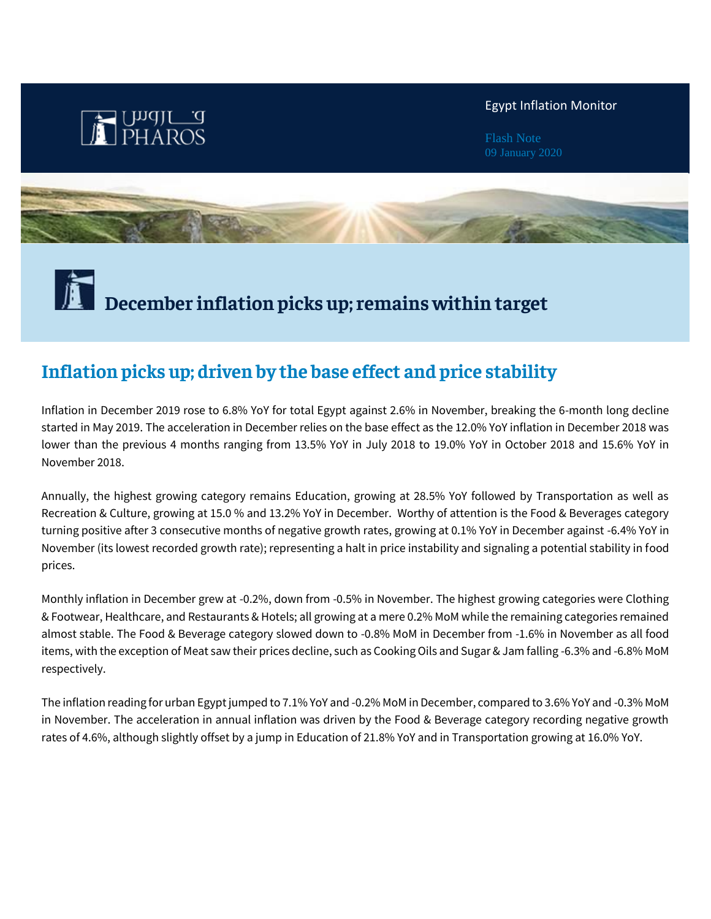PHAROS

Egypt Inflation Monitor

Flash Note
09 January 2020

# December inflation picks up; remains within target

## Inflation picks up; driven by the base effect and price stability

Inflation in December 2019 rose to 6.8% YoY for total Egypt against 2.6% in November, breaking the 6-month long decline started in May 2019. The acceleration in December relies on the base effect as the 12.0% YoY inflation in December 2018 was lower than the previous 4 months ranging from 13.5% YoY in July 2018 to 19.0% YoY in October 2018 and 15.6% YoY in November 2018.

Annually, the highest growing category remains Education, growing at 28.5% YoY followed by Transportation as well as Recreation & Culture, growing at 15.0 % and 13.2% YoY in December. Worthy of attention is the Food & Beverages category turning positive after 3 consecutive months of negative growth rates, growing at 0.1% YoY in December against -6.4% YoY in November (its lowest recorded growth rate); representing a halt in price instability and signaling a potential stability in food prices.

Monthly inflation in December grew at -0.2%, down from -0.5% in November. The highest growing categories were Clothing & Footwear, Healthcare, and Restaurants & Hotels; all growing at a mere 0.2% MoM while the remaining categories remained almost stable. The Food & Beverage category slowed down to -0.8% MoM in December from -1.6% in November as all food items, with the exception of Meat saw their prices decline, such as Cooking Oils and Sugar & Jam falling -6.3% and -6.8% MoM respectively.

The inflation reading for urban Egypt jumped to 7.1% YoY and -0.2% MoM in December, compared to 3.6% YoY and -0.3% MoM in November. The acceleration in annual inflation was driven by the Food & Beverage category recording negative growth rates of 4.6%, although slightly offset by a jump in Education of 21.8% YoY and in Transportation growing at 16.0% YoY.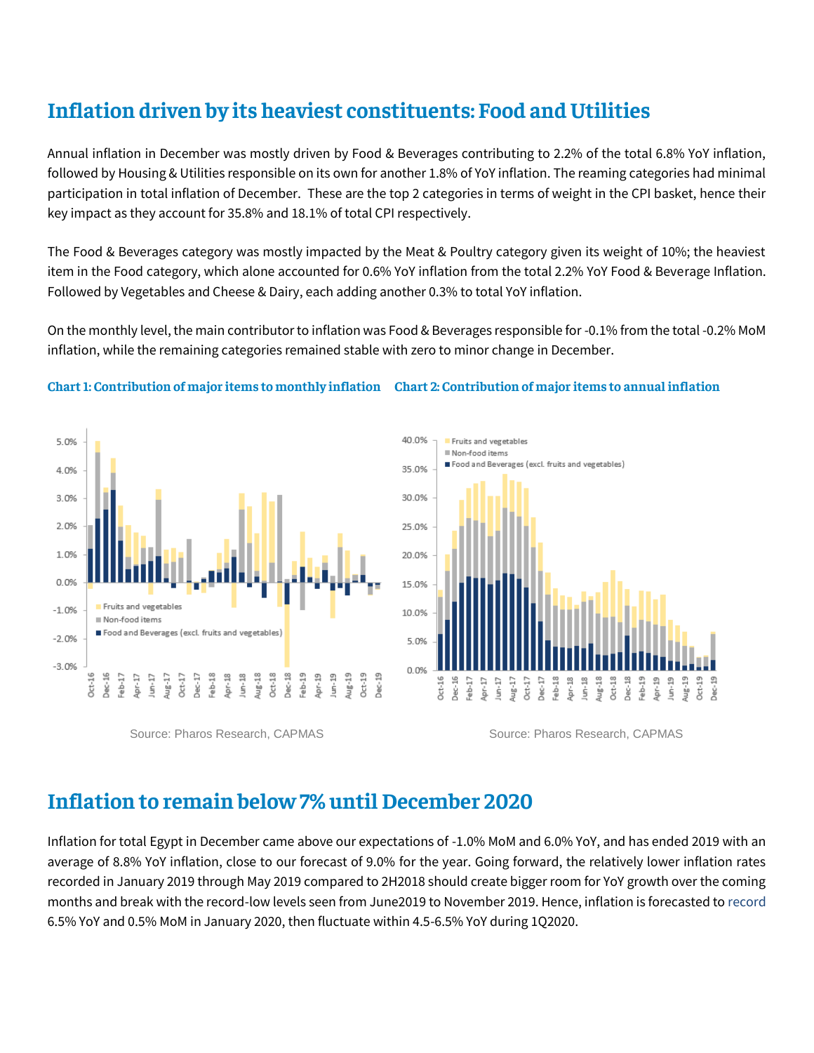## Inflation driven by its heaviest constituents: Food and Utilities

Annual inflation in December was mostly driven by Food & Beverages contributing to 2.2% of the total 6.8% YoY inflation, followed by Housing & Utilities responsible on its own for another 1.8% of YoY inflation. The reaming categories had minimal participation in total inflation of December. These are the top 2 categories in terms of weight in the CPI basket, hence their key impact as they account for 35.8% and 18.1% of total CPI respectively.

The Food & Beverages category was mostly impacted by the Meat & Poultry category given its weight of 10%; the heaviest item in the Food category, which alone accounted for 0.6% YoY inflation from the total 2.2% YoY Food & Beverage Inflation. Followed by Vegetables and Cheese & Dairy, each adding another 0.3% to total YoY inflation.

On the monthly level, the main contributor to inflation was Food & Beverages responsible for -0.1% from the total -0.2% MoM inflation, while the remaining categories remained stable with zero to minor change in December.

**Chart 1: Contribution of major items to monthly inflation**

Source: Pharos Research, CAPMAS

**Chart 2: Contribution of major items to annual inflation**

Source: Pharos Research, CAPMAS

## Inflation to remain below 7% until December 2020

Inflation for total Egypt in December came above our expectations of -1.0% MoM and 6.0% YoY, and has ended 2019 with an average of 8.8% YoY inflation, close to our forecast of 9.0% for the year. Going forward, the relatively lower inflation rates recorded in January 2019 through May 2019 compared to 2H2018 should create bigger room for YoY growth over the coming months and break with the record-low levels seen from June2019 to November 2019. Hence, inflation is forecasted to record 6.5% YoY and 0.5% MoM in January 2020, then fluctuate within 4.5-6.5% YoY during 1Q2020.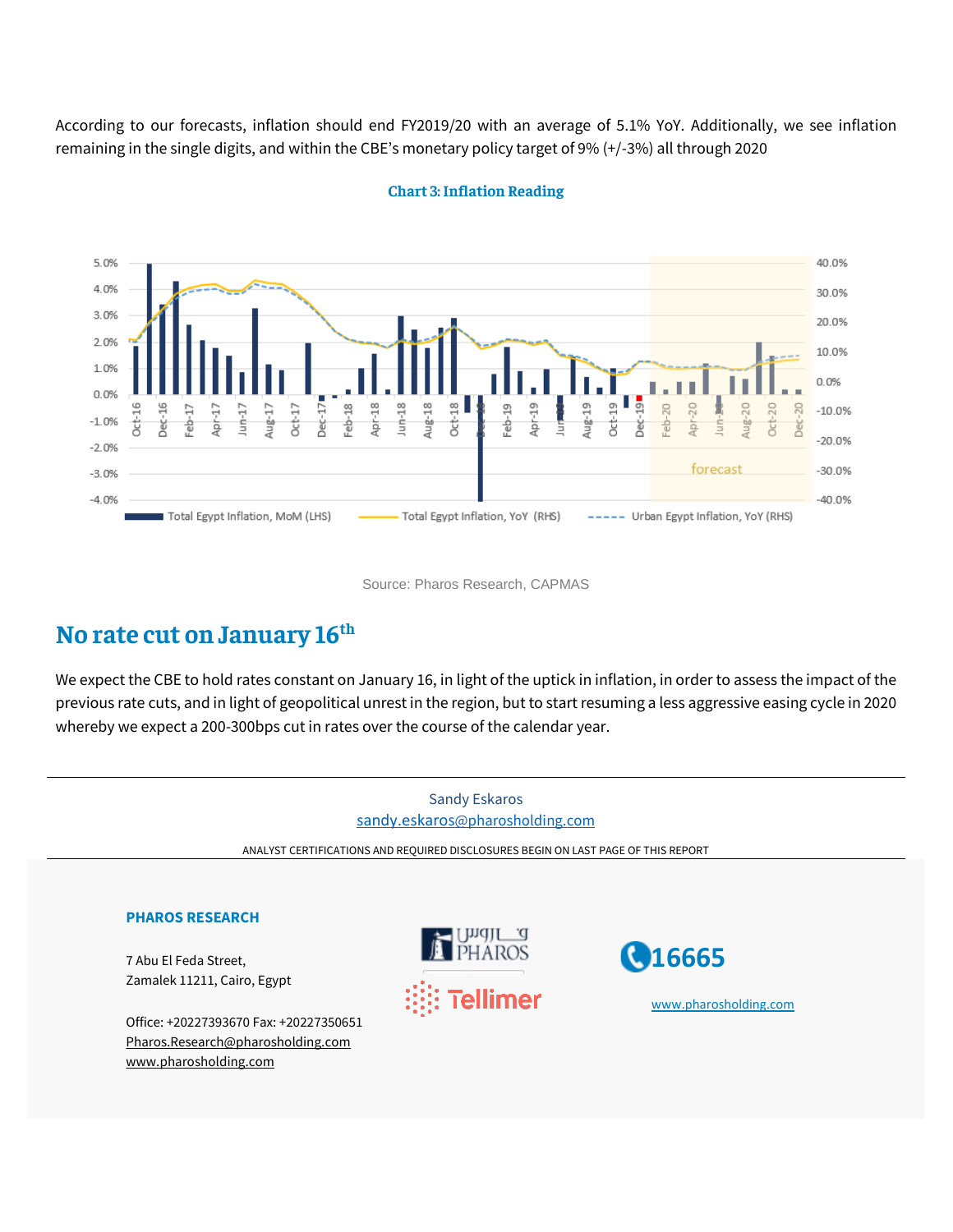According to our forecasts, inflation should end FY2019/20 with an average of 5.1% YoY. Additionally, we see inflation remaining in the single digits, and within the CBE's monetary policy target of 9% (+/-3%) all through 2020

**Chart 3: Inflation Reading**

Source: Pharos Research, CAPMAS

## No rate cut on January 16th

We expect the CBE to hold rates constant on January 16, in light of the uptick in inflation, in order to assess the impact of the previous rate cuts, and in light of geopolitical unrest in the region, but to start resuming a less aggressive easing cycle in 2020 whereby we expect a 200-300bps cut in rates over the course of the calendar year.

Sandy Eskaros
sandy.eskaros@pharosholding.com

ANALYST CERTIFICATIONS AND REQUIRED DISCLOSURES BEGIN ON LAST PAGE OF THIS REPORT

**PHAROS RESEARCH**

7 Abu El Feda Street,
Zamalek 11211, Cairo, Egypt

Office: +20227393670 Fax: +20227350651
Pharos.Research@pharosholding.com
www.pharosholding.com

16665

www.pharosholding.com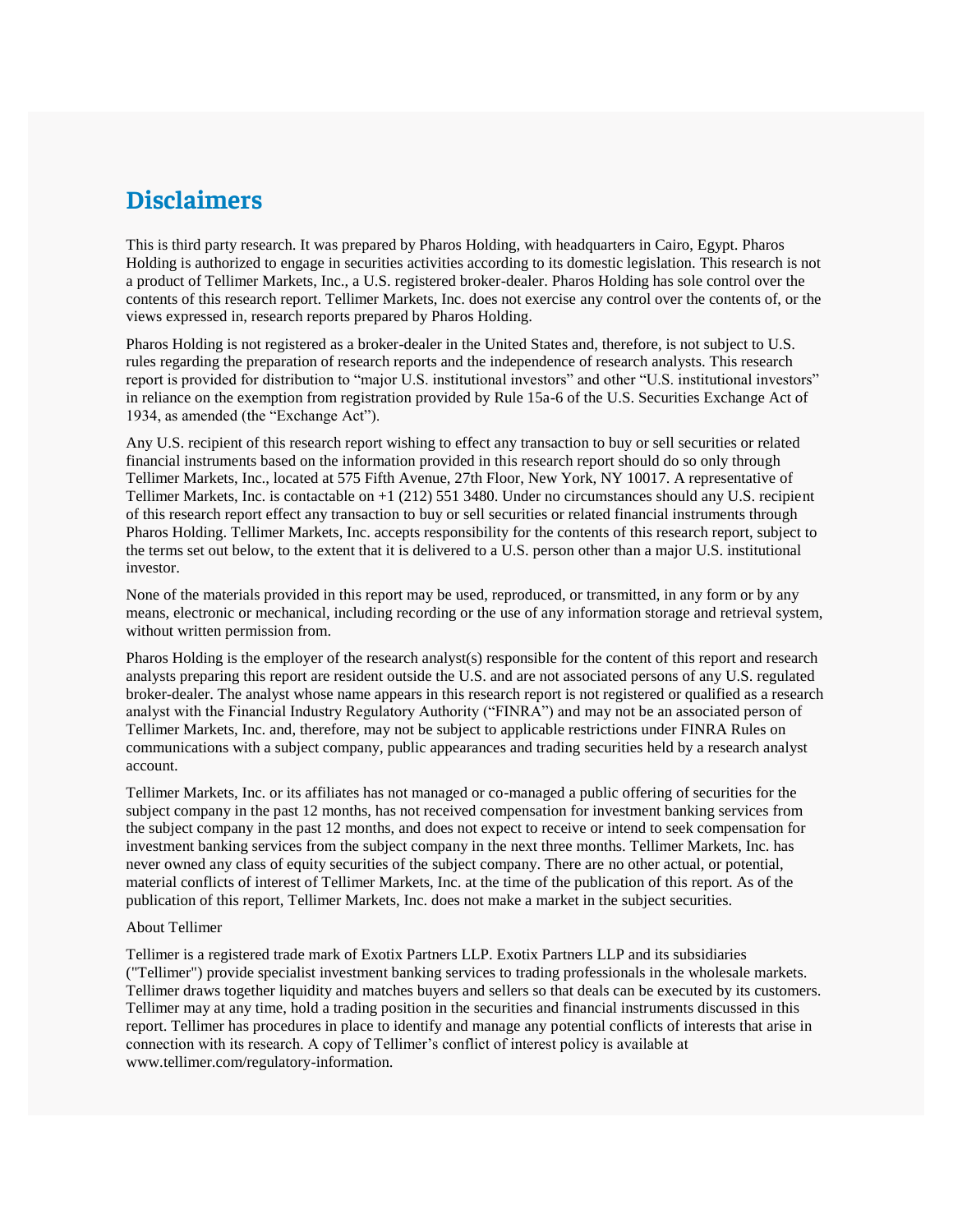# Disclaimers

This is third party research. It was prepared by Pharos Holding, with headquarters in Cairo, Egypt. Pharos Holding is authorized to engage in securities activities according to its domestic legislation. This research is not a product of Tellimer Markets, Inc., a U.S. registered broker-dealer. Pharos Holding has sole control over the contents of this research report. Tellimer Markets, Inc. does not exercise any control over the contents of, or the views expressed in, research reports prepared by Pharos Holding.

Pharos Holding is not registered as a broker-dealer in the United States and, therefore, is not subject to U.S. rules regarding the preparation of research reports and the independence of research analysts. This research report is provided for distribution to "major U.S. institutional investors" and other "U.S. institutional investors" in reliance on the exemption from registration provided by Rule 15a-6 of the U.S. Securities Exchange Act of 1934, as amended (the "Exchange Act").

Any U.S. recipient of this research report wishing to effect any transaction to buy or sell securities or related financial instruments based on the information provided in this research report should do so only through Tellimer Markets, Inc., located at 575 Fifth Avenue, 27th Floor, New York, NY 10017. A representative of Tellimer Markets, Inc. is contactable on +1 (212) 551 3480. Under no circumstances should any U.S. recipient of this research report effect any transaction to buy or sell securities or related financial instruments through Pharos Holding. Tellimer Markets, Inc. accepts responsibility for the contents of this research report, subject to the terms set out below, to the extent that it is delivered to a U.S. person other than a major U.S. institutional investor.

None of the materials provided in this report may be used, reproduced, or transmitted, in any form or by any means, electronic or mechanical, including recording or the use of any information storage and retrieval system, without written permission from.

Pharos Holding is the employer of the research analyst(s) responsible for the content of this report and research analysts preparing this report are resident outside the U.S. and are not associated persons of any U.S. regulated broker-dealer. The analyst whose name appears in this research report is not registered or qualified as a research analyst with the Financial Industry Regulatory Authority ("FINRA") and may not be an associated person of Tellimer Markets, Inc. and, therefore, may not be subject to applicable restrictions under FINRA Rules on communications with a subject company, public appearances and trading securities held by a research analyst account.

Tellimer Markets, Inc. or its affiliates has not managed or co-managed a public offering of securities for the subject company in the past 12 months, has not received compensation for investment banking services from the subject company in the past 12 months, and does not expect to receive or intend to seek compensation for investment banking services from the subject company in the next three months. Tellimer Markets, Inc. has never owned any class of equity securities of the subject company. There are no other actual, or potential, material conflicts of interest of Tellimer Markets, Inc. at the time of the publication of this report. As of the publication of this report, Tellimer Markets, Inc. does not make a market in the subject securities.

About Tellimer

Tellimer is a registered trade mark of Exotix Partners LLP. Exotix Partners LLP and its subsidiaries ("Tellimer") provide specialist investment banking services to trading professionals in the wholesale markets. Tellimer draws together liquidity and matches buyers and sellers so that deals can be executed by its customers. Tellimer may at any time, hold a trading position in the securities and financial instruments discussed in this report. Tellimer has procedures in place to identify and manage any potential conflicts of interests that arise in connection with its research. A copy of Tellimer's conflict of interest policy is available at www.tellimer.com/regulatory-information.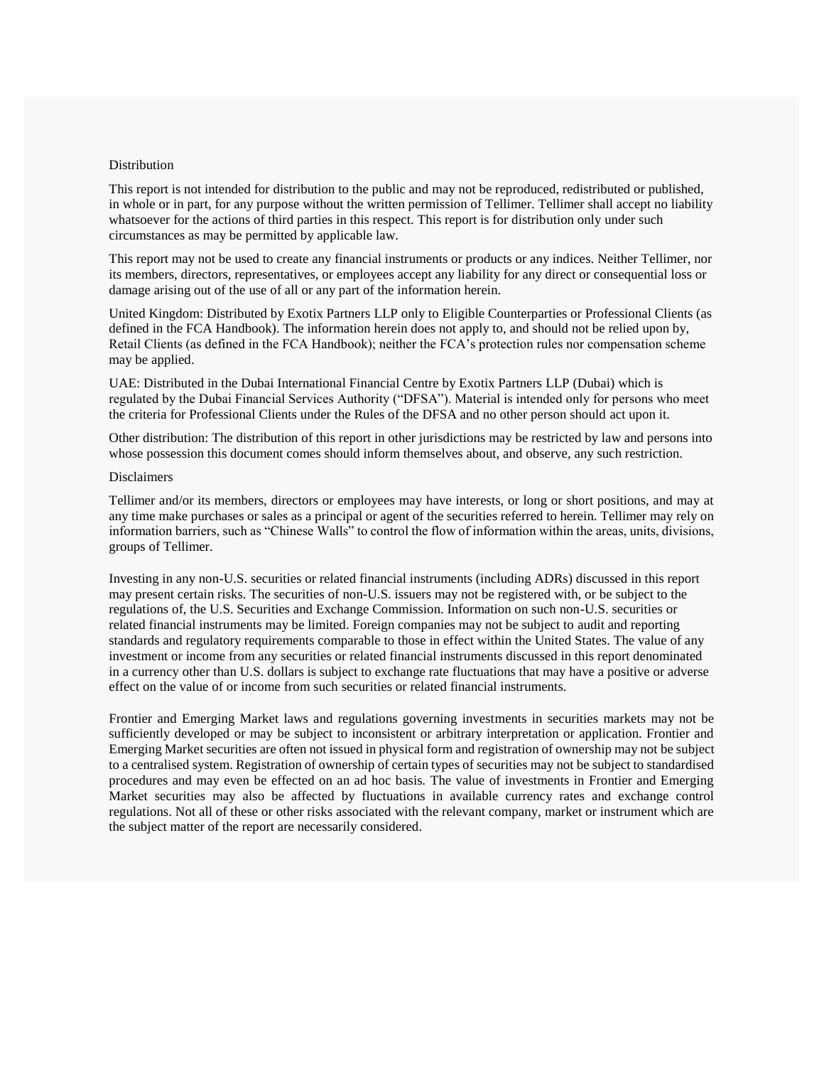## Distribution

This report is not intended for distribution to the public and may not be reproduced, redistributed or published, in whole or in part, for any purpose without the written permission of Tellimer. Tellimer shall accept no liability whatsoever for the actions of third parties in this respect. This report is for distribution only under such circumstances as may be permitted by applicable law.

This report may not be used to create any financial instruments or products or any indices. Neither Tellimer, nor its members, directors, representatives, or employees accept any liability for any direct or consequential loss or damage arising out of the use of all or any part of the information herein.

United Kingdom: Distributed by Exotix Partners LLP only to Eligible Counterparties or Professional Clients (as defined in the FCA Handbook). The information herein does not apply to, and should not be relied upon by, Retail Clients (as defined in the FCA Handbook); neither the FCA's protection rules nor compensation scheme may be applied.

UAE: Distributed in the Dubai International Financial Centre by Exotix Partners LLP (Dubai) which is regulated by the Dubai Financial Services Authority ("DFSA"). Material is intended only for persons who meet the criteria for Professional Clients under the Rules of the DFSA and no other person should act upon it.

Other distribution: The distribution of this report in other jurisdictions may be restricted by law and persons into whose possession this document comes should inform themselves about, and observe, any such restriction.

## Disclaimers

Tellimer and/or its members, directors or employees may have interests, or long or short positions, and may at any time make purchases or sales as a principal or agent of the securities referred to herein. Tellimer may rely on information barriers, such as "Chinese Walls" to control the flow of information within the areas, units, divisions, groups of Tellimer.

Investing in any non-U.S. securities or related financial instruments (including ADRs) discussed in this report may present certain risks. The securities of non-U.S. issuers may not be registered with, or be subject to the regulations of, the U.S. Securities and Exchange Commission. Information on such non-U.S. securities or related financial instruments may be limited. Foreign companies may not be subject to audit and reporting standards and regulatory requirements comparable to those in effect within the United States. The value of any investment or income from any securities or related financial instruments discussed in this report denominated in a currency other than U.S. dollars is subject to exchange rate fluctuations that may have a positive or adverse effect on the value of or income from such securities or related financial instruments.

Frontier and Emerging Market laws and regulations governing investments in securities markets may not be sufficiently developed or may be subject to inconsistent or arbitrary interpretation or application. Frontier and Emerging Market securities are often not issued in physical form and registration of ownership may not be subject to a centralised system. Registration of ownership of certain types of securities may not be subject to standardised procedures and may even be effected on an ad hoc basis. The value of investments in Frontier and Emerging Market securities may also be affected by fluctuations in available currency rates and exchange control regulations. Not all of these or other risks associated with the relevant company, market or instrument which are the subject matter of the report are necessarily considered.